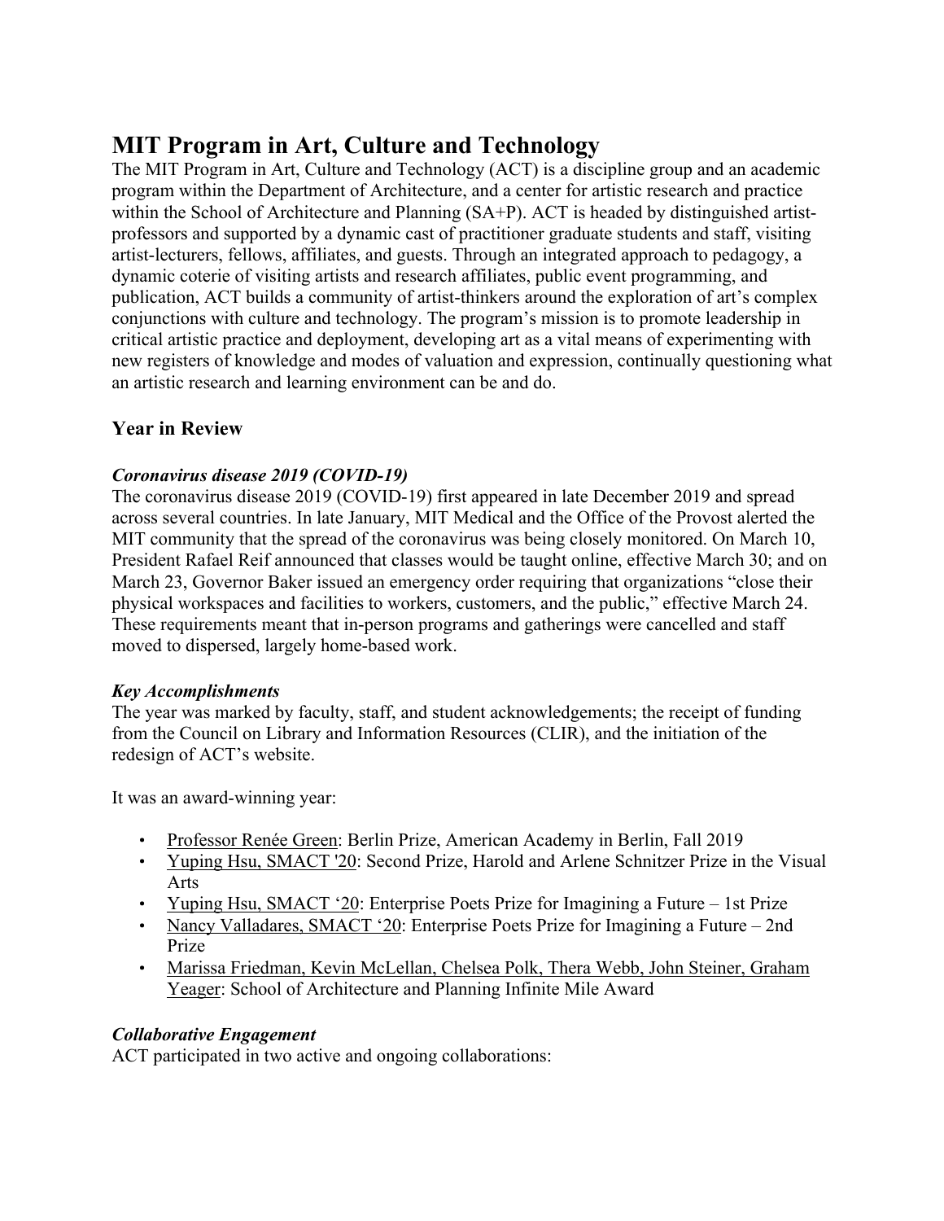# MIT Program in Art, Culture and Technology

The MIT Program in Art, Culture and Technology (ACT) is a discipline group and an academic program within the Department of Architecture, and a center for artistic research and practice within the School of Architecture and Planning (SA+P). ACT is headed by distinguished artist-professors and supported by a dynamic cast of practitioner graduate students and staff, visiting artist-lecturers, fellows, affiliates, and guests. Through an integrated approach to pedagogy, a dynamic coterie of visiting artists and research affiliates, public event programming, and publication, ACT builds a community of artist-thinkers around the exploration of art's complex conjunctions with culture and technology. The program's mission is to promote leadership in critical artistic practice and deployment, developing art as a vital means of experimenting with new registers of knowledge and modes of valuation and expression, continually questioning what an artistic research and learning environment can be and do.

## Year in Review

### *Coronavirus disease 2019 (COVID-19)*

The coronavirus disease 2019 (COVID-19) first appeared in late December 2019 and spread across several countries. In late January, MIT Medical and the Office of the Provost alerted the MIT community that the spread of the coronavirus was being closely monitored. On March 10, President Rafael Reif announced that classes would be taught online, effective March 30; and on March 23, Governor Baker issued an emergency order requiring that organizations "close their physical workspaces and facilities to workers, customers, and the public," effective March 24. These requirements meant that in-person programs and gatherings were cancelled and staff moved to dispersed, largely home-based work.

### *Key Accomplishments*

The year was marked by faculty, staff, and student acknowledgements; the receipt of funding from the Council on Library and Information Resources (CLIR), and the initiation of the redesign of ACT's website.

It was an award-winning year:

- Professor Renée Green: Berlin Prize, American Academy in Berlin, Fall 2019
- Yuping Hsu, SMACT '20: Second Prize, Harold and Arlene Schnitzer Prize in the Visual Arts
- Yuping Hsu, SMACT '20: Enterprise Poets Prize for Imagining a Future – 1st Prize
- Nancy Valladares, SMACT '20: Enterprise Poets Prize for Imagining a Future – 2nd Prize
- Marissa Friedman, Kevin McLellan, Chelsea Polk, Thera Webb, John Steiner, Graham Yeager: School of Architecture and Planning Infinite Mile Award

### *Collaborative Engagement*

ACT participated in two active and ongoing collaborations: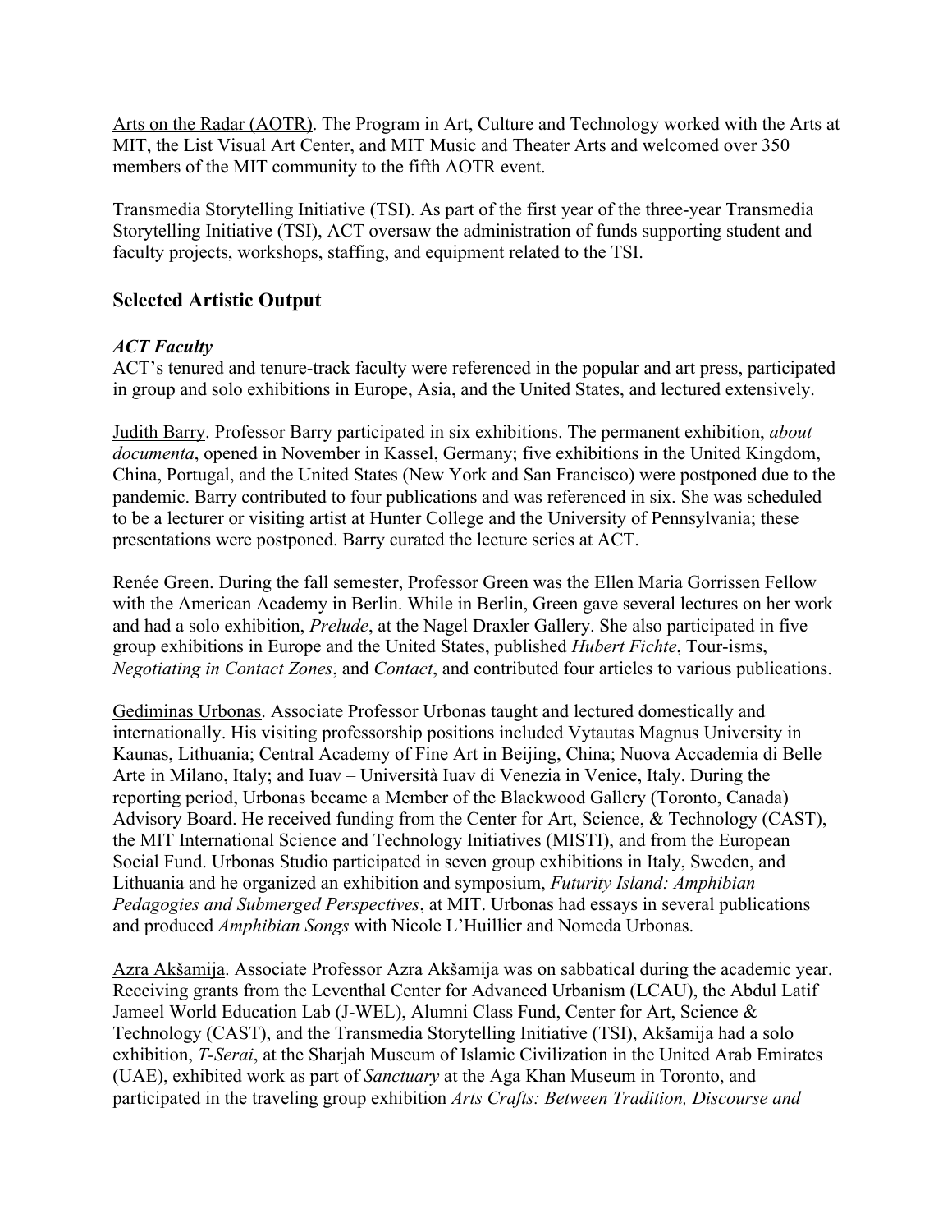Arts on the Radar (AOTR). The Program in Art, Culture and Technology worked with the Arts at MIT, the List Visual Art Center, and MIT Music and Theater Arts and welcomed over 350 members of the MIT community to the fifth AOTR event.

Transmedia Storytelling Initiative (TSI). As part of the first year of the three-year Transmedia Storytelling Initiative (TSI), ACT oversaw the administration of funds supporting student and faculty projects, workshops, staffing, and equipment related to the TSI.

## Selected Artistic Output

### *ACT Faculty*

ACT's tenured and tenure-track faculty were referenced in the popular and art press, participated in group and solo exhibitions in Europe, Asia, and the United States, and lectured extensively.

Judith Barry. Professor Barry participated in six exhibitions. The permanent exhibition, *about documenta*, opened in November in Kassel, Germany; five exhibitions in the United Kingdom, China, Portugal, and the United States (New York and San Francisco) were postponed due to the pandemic. Barry contributed to four publications and was referenced in six. She was scheduled to be a lecturer or visiting artist at Hunter College and the University of Pennsylvania; these presentations were postponed. Barry curated the lecture series at ACT.

Renée Green. During the fall semester, Professor Green was the Ellen Maria Gorrissen Fellow with the American Academy in Berlin. While in Berlin, Green gave several lectures on her work and had a solo exhibition, *Prelude*, at the Nagel Draxler Gallery. She also participated in five group exhibitions in Europe and the United States, published *Hubert Fichte*, Tour-isms, *Negotiating in Contact Zones*, and *Contact*, and contributed four articles to various publications.

Gediminas Urbonas. Associate Professor Urbonas taught and lectured domestically and internationally. His visiting professorship positions included Vytautas Magnus University in Kaunas, Lithuania; Central Academy of Fine Art in Beijing, China; Nuova Accademia di Belle Arte in Milano, Italy; and Iuav – Università Iuav di Venezia in Venice, Italy. During the reporting period, Urbonas became a Member of the Blackwood Gallery (Toronto, Canada) Advisory Board. He received funding from the Center for Art, Science, & Technology (CAST), the MIT International Science and Technology Initiatives (MISTI), and from the European Social Fund. Urbonas Studio participated in seven group exhibitions in Italy, Sweden, and Lithuania and he organized an exhibition and symposium, *Futurity Island: Amphibian Pedagogies and Submerged Perspectives*, at MIT. Urbonas had essays in several publications and produced *Amphibian Songs* with Nicole L'Huillier and Nomeda Urbonas.

Azra Akšamija. Associate Professor Azra Akšamija was on sabbatical during the academic year. Receiving grants from the Leventhal Center for Advanced Urbanism (LCAU), the Abdul Latif Jameel World Education Lab (J-WEL), Alumni Class Fund, Center for Art, Science & Technology (CAST), and the Transmedia Storytelling Initiative (TSI), Akšamija had a solo exhibition, *T-Serai*, at the Sharjah Museum of Islamic Civilization in the United Arab Emirates (UAE), exhibited work as part of *Sanctuary* at the Aga Khan Museum in Toronto, and participated in the traveling group exhibition *Arts Crafts: Between Tradition, Discourse and*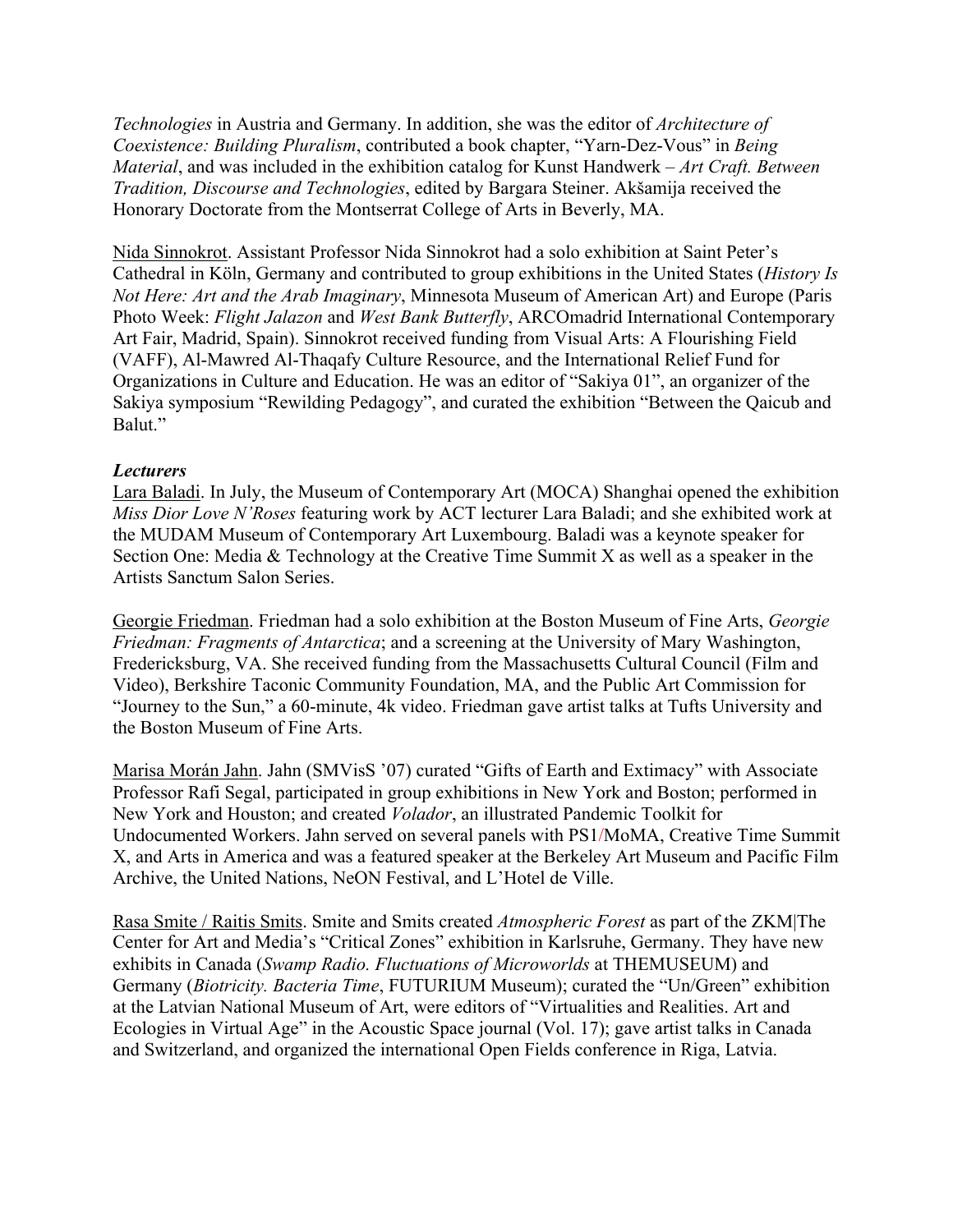*Technologies* in Austria and Germany. In addition, she was the editor of *Architecture of Coexistence: Building Pluralism*, contributed a book chapter, "Yarn-Dez-Vous" in *Being Material*, and was included in the exhibition catalog for Kunst Handwerk – *Art Craft. Between Tradition, Discourse and Technologies*, edited by Bargara Steiner. Akšamija received the Honorary Doctorate from the Montserrat College of Arts in Beverly, MA.

Nida Sinnokrot. Assistant Professor Nida Sinnokrot had a solo exhibition at Saint Peter's Cathedral in Köln, Germany and contributed to group exhibitions in the United States (*History Is Not Here: Art and the Arab Imaginary*, Minnesota Museum of American Art) and Europe (Paris Photo Week: *Flight Jalazon* and *West Bank Butterfly*, ARCOmadrid International Contemporary Art Fair, Madrid, Spain). Sinnokrot received funding from Visual Arts: A Flourishing Field (VAFF), Al-Mawred Al-Thaqafy Culture Resource, and the International Relief Fund for Organizations in Culture and Education. He was an editor of "Sakiya 01", an organizer of the Sakiya symposium "Rewilding Pedagogy", and curated the exhibition "Between the Qaicub and Balut."

***Lecturers***

Lara Baladi. In July, the Museum of Contemporary Art (MOCA) Shanghai opened the exhibition *Miss Dior Love N'Roses* featuring work by ACT lecturer Lara Baladi; and she exhibited work at the MUDAM Museum of Contemporary Art Luxembourg. Baladi was a keynote speaker for Section One: Media & Technology at the Creative Time Summit X as well as a speaker in the Artists Sanctum Salon Series.

Georgie Friedman. Friedman had a solo exhibition at the Boston Museum of Fine Arts, *Georgie Friedman: Fragments of Antarctica*; and a screening at the University of Mary Washington, Fredericksburg, VA. She received funding from the Massachusetts Cultural Council (Film and Video), Berkshire Taconic Community Foundation, MA, and the Public Art Commission for "Journey to the Sun," a 60-minute, 4k video. Friedman gave artist talks at Tufts University and the Boston Museum of Fine Arts.

Marisa Morán Jahn. Jahn (SMVisS '07) curated "Gifts of Earth and Extimacy" with Associate Professor Rafi Segal, participated in group exhibitions in New York and Boston; performed in New York and Houston; and created *Volador*, an illustrated Pandemic Toolkit for Undocumented Workers. Jahn served on several panels with PS1/MoMA, Creative Time Summit X, and Arts in America and was a featured speaker at the Berkeley Art Museum and Pacific Film Archive, the United Nations, NeON Festival, and L'Hotel de Ville.

Rasa Smite / Raitis Smits. Smite and Smits created *Atmospheric Forest* as part of the ZKM|The Center for Art and Media's "Critical Zones" exhibition in Karlsruhe, Germany. They have new exhibits in Canada (*Swamp Radio. Fluctuations of Microworlds* at THEMUSEUM) and Germany (*Biotricity. Bacteria Time*, FUTURIUM Museum); curated the "Un/Green" exhibition at the Latvian National Museum of Art, were editors of "Virtualities and Realities. Art and Ecologies in Virtual Age" in the Acoustic Space journal (Vol. 17); gave artist talks in Canada and Switzerland, and organized the international Open Fields conference in Riga, Latvia.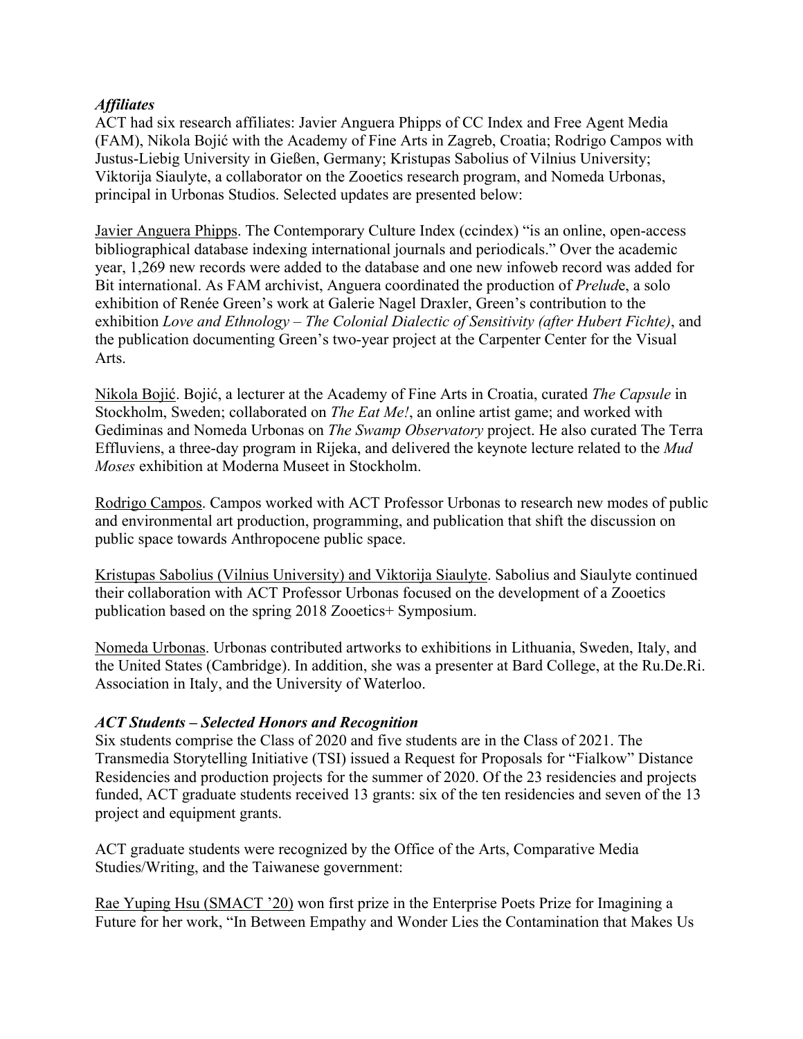### *Affiliates*

ACT had six research affiliates: Javier Anguera Phipps of CC Index and Free Agent Media (FAM), Nikola Bojić with the Academy of Fine Arts in Zagreb, Croatia; Rodrigo Campos with Justus-Liebig University in Gießen, Germany; Kristupas Sabolius of Vilnius University; Viktorija Siaulyte, a collaborator on the Zooetics research program, and Nomeda Urbonas, principal in Urbonas Studios. Selected updates are presented below:

<u>Javier Anguera Phipps</u>. The Contemporary Culture Index (ccindex) "is an online, open-access bibliographical database indexing international journals and periodicals." Over the academic year, 1,269 new records were added to the database and one new infoweb record was added for Bit international. As FAM archivist, Anguera coordinated the production of *Prelud*e, a solo exhibition of Renée Green's work at Galerie Nagel Draxler, Green's contribution to the exhibition *Love and Ethnology – The Colonial Dialectic of Sensitivity (after Hubert Fichte)*, and the publication documenting Green's two-year project at the Carpenter Center for the Visual Arts.

<u>Nikola Bojić</u>. Bojić, a lecturer at the Academy of Fine Arts in Croatia, curated *The Capsule* in Stockholm, Sweden; collaborated on *The Eat Me!*, an online artist game; and worked with Gediminas and Nomeda Urbonas on *The Swamp Observatory* project. He also curated The Terra Effluviens, a three-day program in Rijeka, and delivered the keynote lecture related to the *Mud Moses* exhibition at Moderna Museet in Stockholm.

<u>Rodrigo Campos</u>. Campos worked with ACT Professor Urbonas to research new modes of public and environmental art production, programming, and publication that shift the discussion on public space towards Anthropocene public space.

<u>Kristupas Sabolius (Vilnius University) and Viktorija Siaulyte</u>. Sabolius and Siaulyte continued their collaboration with ACT Professor Urbonas focused on the development of a Zooetics publication based on the spring 2018 Zooetics+ Symposium.

<u>Nomeda Urbonas</u>. Urbonas contributed artworks to exhibitions in Lithuania, Sweden, Italy, and the United States (Cambridge). In addition, she was a presenter at Bard College, at the Ru.De.Ri. Association in Italy, and the University of Waterloo.

### *ACT Students – Selected Honors and Recognition*

Six students comprise the Class of 2020 and five students are in the Class of 2021. The Transmedia Storytelling Initiative (TSI) issued a Request for Proposals for "Fialkow" Distance Residencies and production projects for the summer of 2020. Of the 23 residencies and projects funded, ACT graduate students received 13 grants: six of the ten residencies and seven of the 13 project and equipment grants.

ACT graduate students were recognized by the Office of the Arts, Comparative Media Studies/Writing, and the Taiwanese government:

<u>Rae Yuping Hsu (SMACT '20)</u> won first prize in the Enterprise Poets Prize for Imagining a Future for her work, "In Between Empathy and Wonder Lies the Contamination that Makes Us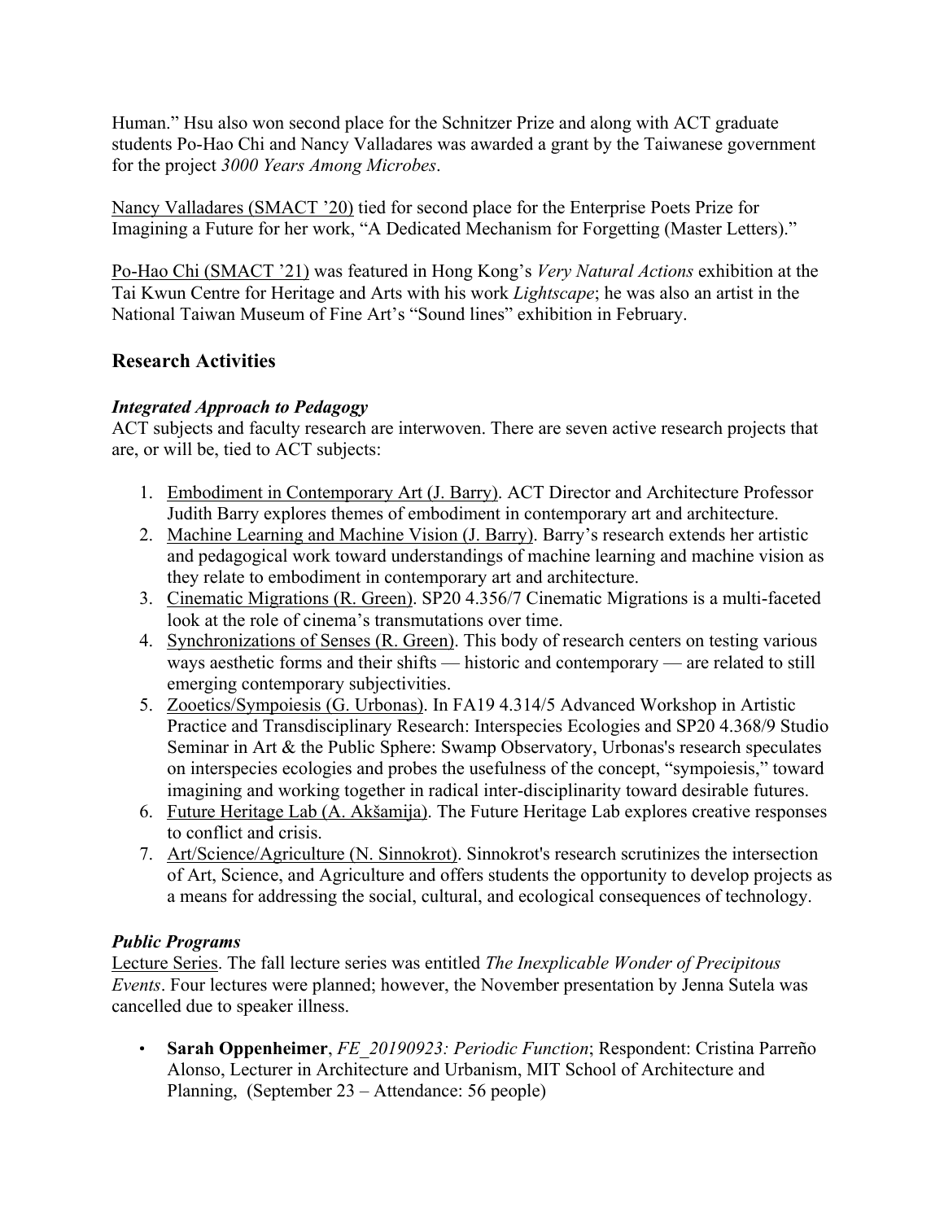Human." Hsu also won second place for the Schnitzer Prize and along with ACT graduate students Po-Hao Chi and Nancy Valladares was awarded a grant by the Taiwanese government for the project *3000 Years Among Microbes*.

Nancy Valladares (SMACT '20) tied for second place for the Enterprise Poets Prize for Imagining a Future for her work, "A Dedicated Mechanism for Forgetting (Master Letters)."

Po-Hao Chi (SMACT '21) was featured in Hong Kong's *Very Natural Actions* exhibition at the Tai Kwun Centre for Heritage and Arts with his work *Lightscape*; he was also an artist in the National Taiwan Museum of Fine Art's "Sound lines" exhibition in February.

## Research Activities

### *Integrated Approach to Pedagogy*

ACT subjects and faculty research are interwoven. There are seven active research projects that are, or will be, tied to ACT subjects:

1. Embodiment in Contemporary Art (J. Barry). ACT Director and Architecture Professor Judith Barry explores themes of embodiment in contemporary art and architecture.
2. Machine Learning and Machine Vision (J. Barry). Barry's research extends her artistic and pedagogical work toward understandings of machine learning and machine vision as they relate to embodiment in contemporary art and architecture.
3. Cinematic Migrations (R. Green). SP20 4.356/7 Cinematic Migrations is a multi-faceted look at the role of cinema's transmutations over time.
4. Synchronizations of Senses (R. Green). This body of research centers on testing various ways aesthetic forms and their shifts — historic and contemporary — are related to still emerging contemporary subjectivities.
5. Zooetics/Sympoiesis (G. Urbonas). In FA19 4.314/5 Advanced Workshop in Artistic Practice and Transdisciplinary Research: Interspecies Ecologies and SP20 4.368/9 Studio Seminar in Art & the Public Sphere: Swamp Observatory, Urbonas's research speculates on interspecies ecologies and probes the usefulness of the concept, "sympoiesis," toward imagining and working together in radical inter-disciplinarity toward desirable futures.
6. Future Heritage Lab (A. Akšamija). The Future Heritage Lab explores creative responses to conflict and crisis.
7. Art/Science/Agriculture (N. Sinnokrot). Sinnokrot's research scrutinizes the intersection of Art, Science, and Agriculture and offers students the opportunity to develop projects as a means for addressing the social, cultural, and ecological consequences of technology.

### *Public Programs*

Lecture Series. The fall lecture series was entitled *The Inexplicable Wonder of Precipitous Events*. Four lectures were planned; however, the November presentation by Jenna Sutela was cancelled due to speaker illness.

- **Sarah Oppenheimer**, *FE_20190923: Periodic Function*; Respondent: Cristina Parreño Alonso, Lecturer in Architecture and Urbanism, MIT School of Architecture and Planning, (September 23 – Attendance: 56 people)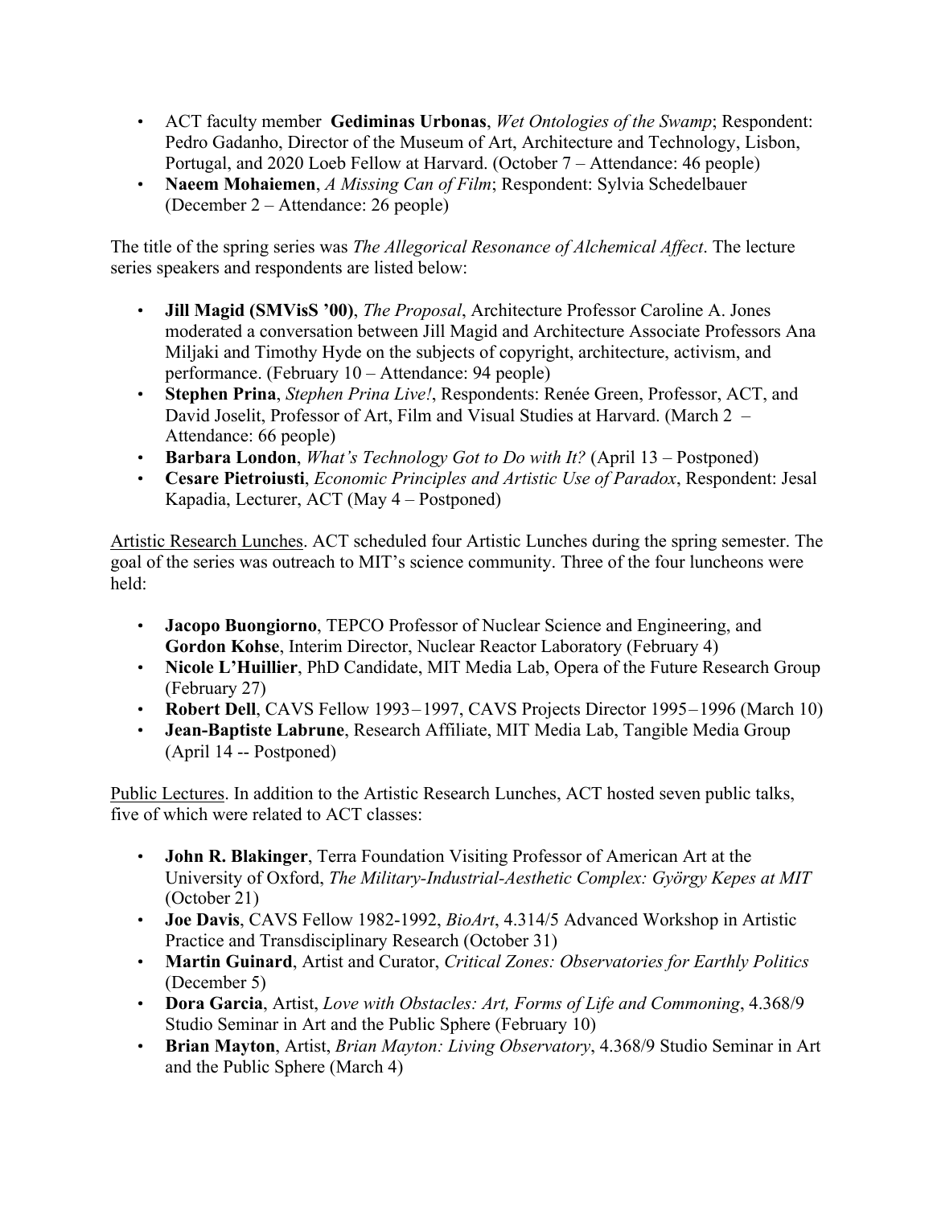- ACT faculty member **Gediminas Urbonas**, *Wet Ontologies of the Swamp*; Respondent: Pedro Gadanho, Director of the Museum of Art, Architecture and Technology, Lisbon, Portugal, and 2020 Loeb Fellow at Harvard. (October 7 – Attendance: 46 people)
- **Naeem Mohaiemen**, *A Missing Can of Film*; Respondent: Sylvia Schedelbauer (December 2 – Attendance: 26 people)

The title of the spring series was *The Allegorical Resonance of Alchemical Affect*. The lecture series speakers and respondents are listed below:

- **Jill Magid (SMVisS '00)**, *The Proposal*, Architecture Professor Caroline A. Jones moderated a conversation between Jill Magid and Architecture Associate Professors Ana Miljaki and Timothy Hyde on the subjects of copyright, architecture, activism, and performance. (February 10 – Attendance: 94 people)
- **Stephen Prina**, *Stephen Prina Live!*, Respondents: Renée Green, Professor, ACT, and David Joselit, Professor of Art, Film and Visual Studies at Harvard. (March 2 – Attendance: 66 people)
- **Barbara London**, *What's Technology Got to Do with It?* (April 13 – Postponed)
- **Cesare Pietroiusti**, *Economic Principles and Artistic Use of Paradox*, Respondent: Jesal Kapadia, Lecturer, ACT (May 4 – Postponed)

Artistic Research Lunches. ACT scheduled four Artistic Lunches during the spring semester. The goal of the series was outreach to MIT's science community. Three of the four luncheons were held:

- **Jacopo Buongiorno**, TEPCO Professor of Nuclear Science and Engineering, and **Gordon Kohse**, Interim Director, Nuclear Reactor Laboratory (February 4)
- **Nicole L'Huillier**, PhD Candidate, MIT Media Lab, Opera of the Future Research Group (February 27)
- **Robert Dell**, CAVS Fellow 1993–1997, CAVS Projects Director 1995–1996 (March 10)
- **Jean-Baptiste Labrune**, Research Affiliate, MIT Media Lab, Tangible Media Group (April 14 -- Postponed)

Public Lectures. In addition to the Artistic Research Lunches, ACT hosted seven public talks, five of which were related to ACT classes:

- **John R. Blakinger**, Terra Foundation Visiting Professor of American Art at the University of Oxford, *The Military-Industrial-Aesthetic Complex: György Kepes at MIT* (October 21)
- **Joe Davis**, CAVS Fellow 1982-1992, *BioArt*, 4.314/5 Advanced Workshop in Artistic Practice and Transdisciplinary Research (October 31)
- **Martin Guinard**, Artist and Curator, *Critical Zones: Observatories for Earthly Politics* (December 5)
- **Dora Garcia**, Artist, *Love with Obstacles: Art, Forms of Life and Commoning*, 4.368/9 Studio Seminar in Art and the Public Sphere (February 10)
- **Brian Mayton**, Artist, *Brian Mayton: Living Observatory*, 4.368/9 Studio Seminar in Art and the Public Sphere (March 4)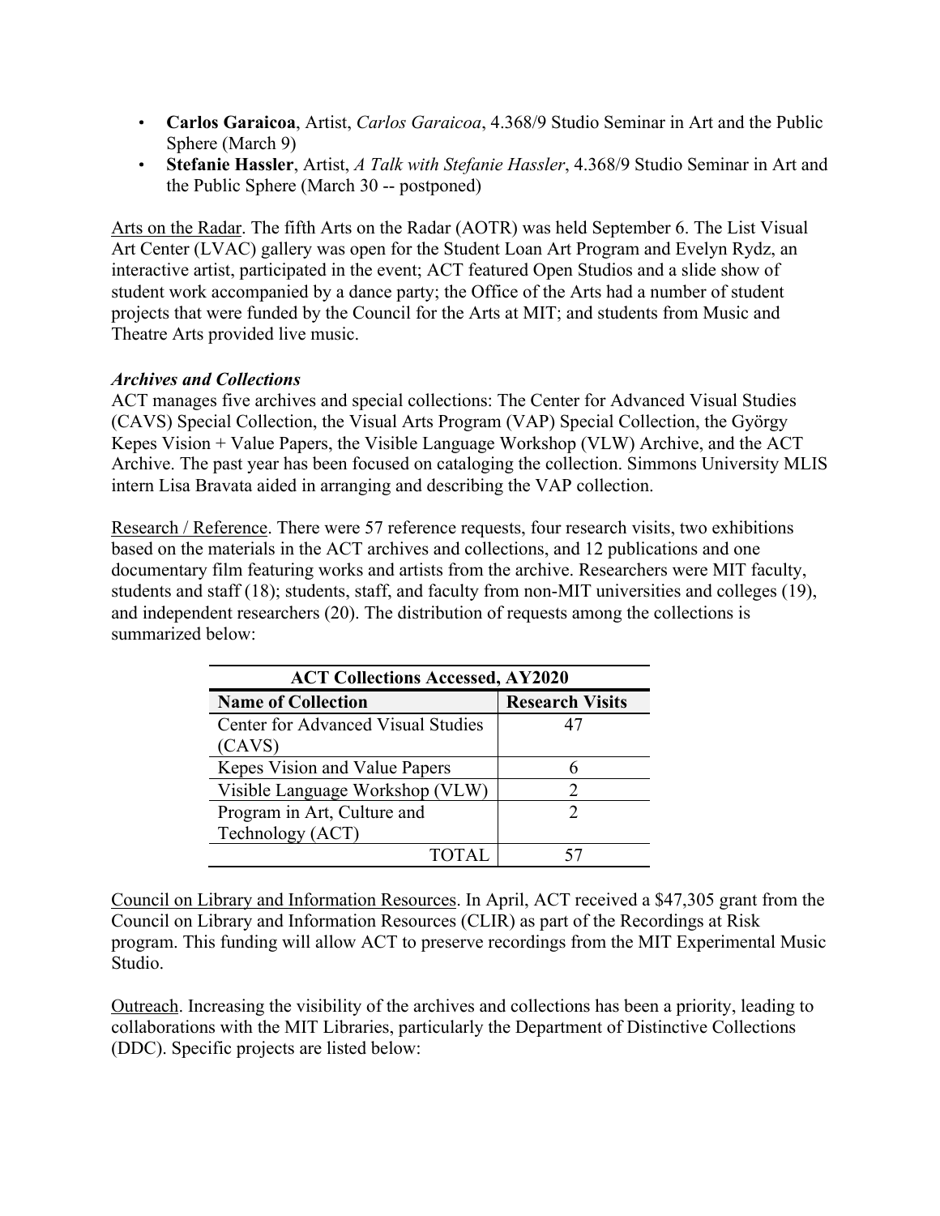- **Carlos Garaicoa**, Artist, *Carlos Garaicoa*, 4.368/9 Studio Seminar in Art and the Public Sphere (March 9)
- **Stefanie Hassler**, Artist, *A Talk with Stefanie Hassler*, 4.368/9 Studio Seminar in Art and the Public Sphere (March 30 -- postponed)

Arts on the Radar. The fifth Arts on the Radar (AOTR) was held September 6. The List Visual Art Center (LVAC) gallery was open for the Student Loan Art Program and Evelyn Rydz, an interactive artist, participated in the event; ACT featured Open Studios and a slide show of student work accompanied by a dance party; the Office of the Arts had a number of student projects that were funded by the Council for the Arts at MIT; and students from Music and Theatre Arts provided live music.

### *Archives and Collections*

ACT manages five archives and special collections: The Center for Advanced Visual Studies (CAVS) Special Collection, the Visual Arts Program (VAP) Special Collection, the György Kepes Vision + Value Papers, the Visible Language Workshop (VLW) Archive, and the ACT Archive. The past year has been focused on cataloging the collection. Simmons University MLIS intern Lisa Bravata aided in arranging and describing the VAP collection.

Research / Reference. There were 57 reference requests, four research visits, two exhibitions based on the materials in the ACT archives and collections, and 12 publications and one documentary film featuring works and artists from the archive. Researchers were MIT faculty, students and staff (18); students, staff, and faculty from non-MIT universities and colleges (19), and independent researchers (20). The distribution of requests among the collections is summarized below:

| ACT Collections Accessed, AY2020 | |
|---|---|
| **Name of Collection** | **Research Visits** |
| Center for Advanced Visual Studies (CAVS) | 47 |
| Kepes Vision and Value Papers | 6 |
| Visible Language Workshop (VLW) | 2 |
| Program in Art, Culture and Technology (ACT) | 2 |
| TOTAL | 57 |

Council on Library and Information Resources. In April, ACT received a $47,305 grant from the Council on Library and Information Resources (CLIR) as part of the Recordings at Risk program. This funding will allow ACT to preserve recordings from the MIT Experimental Music Studio.

Outreach. Increasing the visibility of the archives and collections has been a priority, leading to collaborations with the MIT Libraries, particularly the Department of Distinctive Collections (DDC). Specific projects are listed below: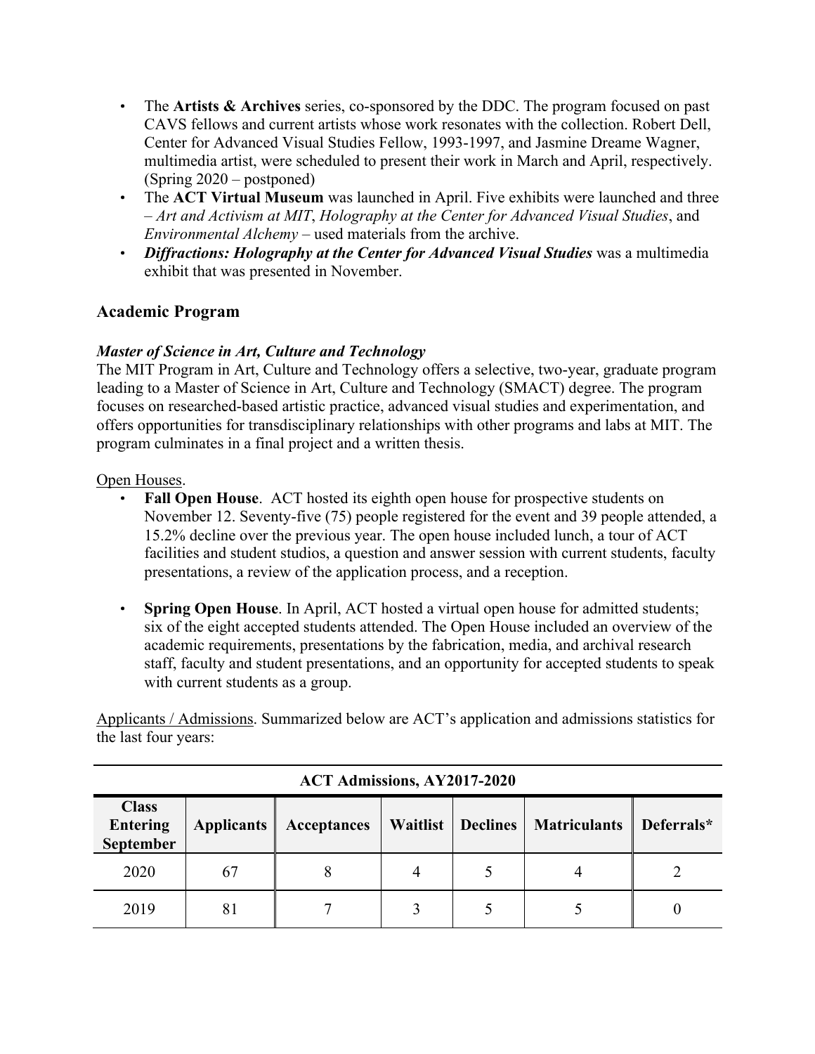- The **Artists & Archives** series, co-sponsored by the DDC. The program focused on past CAVS fellows and current artists whose work resonates with the collection. Robert Dell, Center for Advanced Visual Studies Fellow, 1993-1997, and Jasmine Dreame Wagner, multimedia artist, were scheduled to present their work in March and April, respectively. (Spring 2020 – postponed)
- The **ACT Virtual Museum** was launched in April. Five exhibits were launched and three – *Art and Activism at MIT*, *Holography at the Center for Advanced Visual Studies*, and *Environmental Alchemy* – used materials from the archive.
- ***Diffractions: Holography at the Center for Advanced Visual Studies*** was a multimedia exhibit that was presented in November.

## Academic Program

### *Master of Science in Art, Culture and Technology*

The MIT Program in Art, Culture and Technology offers a selective, two-year, graduate program leading to a Master of Science in Art, Culture and Technology (SMACT) degree. The program focuses on researched-based artistic practice, advanced visual studies and experimentation, and offers opportunities for transdisciplinary relationships with other programs and labs at MIT. The program culminates in a final project and a written thesis.

Open Houses.

- **Fall Open House**. ACT hosted its eighth open house for prospective students on November 12. Seventy-five (75) people registered for the event and 39 people attended, a 15.2% decline over the previous year. The open house included lunch, a tour of ACT facilities and student studios, a question and answer session with current students, faculty presentations, a review of the application process, and a reception.

- **Spring Open House**. In April, ACT hosted a virtual open house for admitted students; six of the eight accepted students attended. The Open House included an overview of the academic requirements, presentations by the fabrication, media, and archival research staff, faculty and student presentations, and an opportunity for accepted students to speak with current students as a group.

Applicants / Admissions. Summarized below are ACT's application and admissions statistics for the last four years:

**ACT Admissions, AY2017-2020**

| Class Entering September | Applicants | Acceptances | Waitlist | Declines | Matriculants | Deferrals* |
|---|---|---|---|---|---|---|
| 2020 | 67 | 8 | 4 | 5 | 4 | 2 |
| 2019 | 81 | 7 | 3 | 5 | 5 | 0 |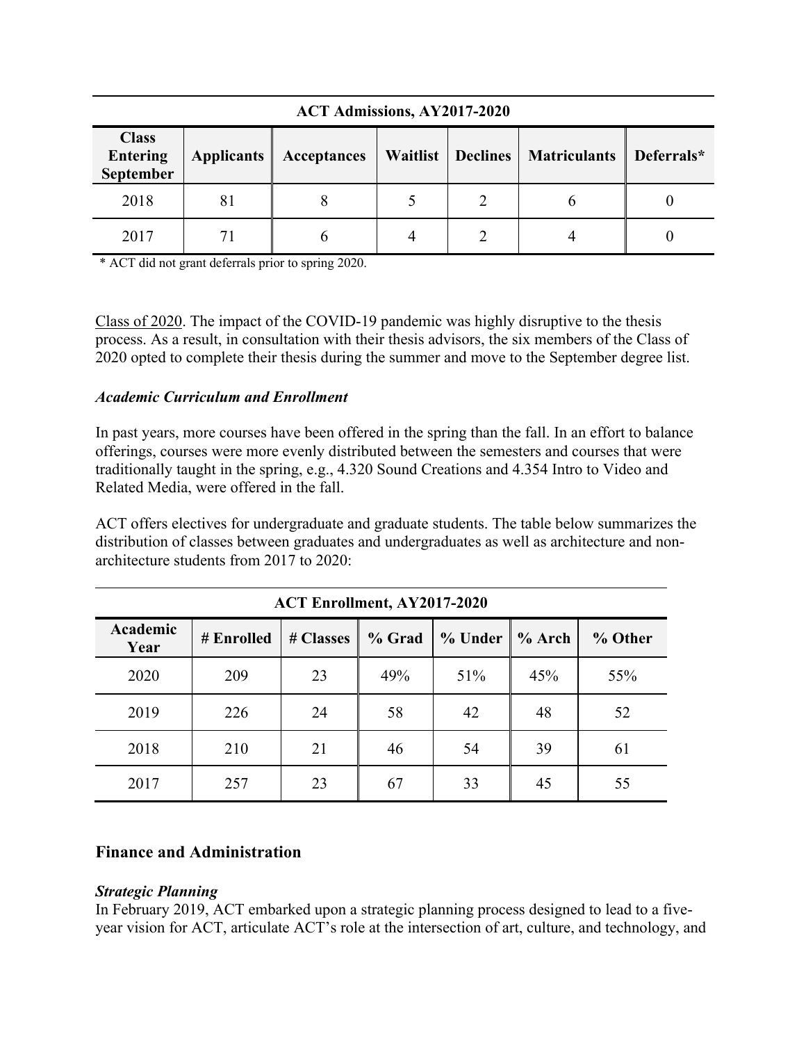**ACT Admissions, AY2017-2020**

| Class Entering September | Applicants | Acceptances | Waitlist | Declines | Matriculants | Deferrals* |
|---|---|---|---|---|---|---|
| 2018 | 81 | 8 | 5 | 2 | 6 | 0 |
| 2017 | 71 | 6 | 4 | 2 | 4 | 0 |

\* ACT did not grant deferrals prior to spring 2020.

Class of 2020. The impact of the COVID-19 pandemic was highly disruptive to the thesis process. As a result, in consultation with their thesis advisors, the six members of the Class of 2020 opted to complete their thesis during the summer and move to the September degree list.

### *Academic Curriculum and Enrollment*

In past years, more courses have been offered in the spring than the fall. In an effort to balance offerings, courses were more evenly distributed between the semesters and courses that were traditionally taught in the spring, e.g., 4.320 Sound Creations and 4.354 Intro to Video and Related Media, were offered in the fall.

ACT offers electives for undergraduate and graduate students. The table below summarizes the distribution of classes between graduates and undergraduates as well as architecture and non-architecture students from 2017 to 2020:

**ACT Enrollment, AY2017-2020**

| Academic Year | # Enrolled | # Classes | % Grad | % Under | % Arch | % Other |
|---|---|---|---|---|---|---|
| 2020 | 209 | 23 | 49% | 51% | 45% | 55% |
| 2019 | 226 | 24 | 58 | 42 | 48 | 52 |
| 2018 | 210 | 21 | 46 | 54 | 39 | 61 |
| 2017 | 257 | 23 | 67 | 33 | 45 | 55 |

## Finance and Administration

### *Strategic Planning*

In February 2019, ACT embarked upon a strategic planning process designed to lead to a five-year vision for ACT, articulate ACT's role at the intersection of art, culture, and technology, and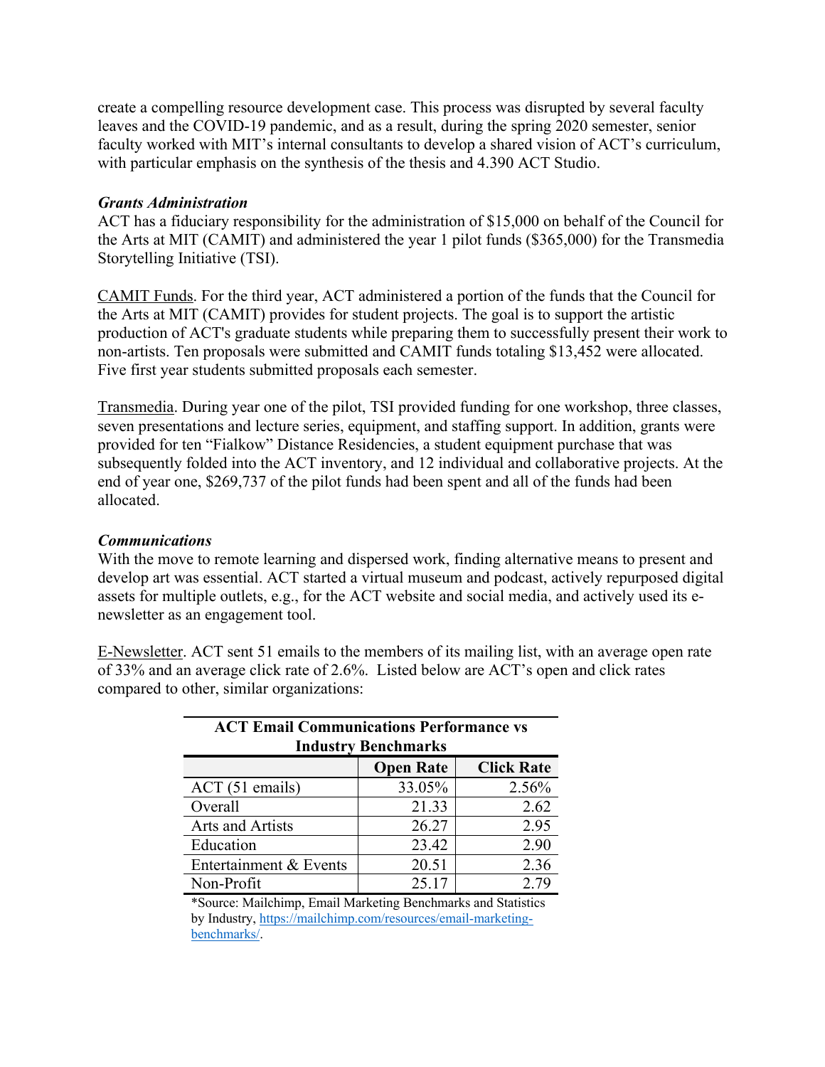create a compelling resource development case. This process was disrupted by several faculty leaves and the COVID-19 pandemic, and as a result, during the spring 2020 semester, senior faculty worked with MIT's internal consultants to develop a shared vision of ACT's curriculum, with particular emphasis on the synthesis of the thesis and 4.390 ACT Studio.

***Grants Administration***

ACT has a fiduciary responsibility for the administration of $15,000 on behalf of the Council for the Arts at MIT (CAMIT) and administered the year 1 pilot funds ($365,000) for the Transmedia Storytelling Initiative (TSI).

<u>CAMIT Funds</u>. For the third year, ACT administered a portion of the funds that the Council for the Arts at MIT (CAMIT) provides for student projects. The goal is to support the artistic production of ACT's graduate students while preparing them to successfully present their work to non-artists. Ten proposals were submitted and CAMIT funds totaling $13,452 were allocated. Five first year students submitted proposals each semester.

<u>Transmedia</u>. During year one of the pilot, TSI provided funding for one workshop, three classes, seven presentations and lecture series, equipment, and staffing support. In addition, grants were provided for ten "Fialkow" Distance Residencies, a student equipment purchase that was subsequently folded into the ACT inventory, and 12 individual and collaborative projects. At the end of year one, $269,737 of the pilot funds had been spent and all of the funds had been allocated.

***Communications***

With the move to remote learning and dispersed work, finding alternative means to present and develop art was essential. ACT started a virtual museum and podcast, actively repurposed digital assets for multiple outlets, e.g., for the ACT website and social media, and actively used its e-newsletter as an engagement tool.

<u>E-Newsletter</u>. ACT sent 51 emails to the members of its mailing list, with an average open rate of 33% and an average click rate of 2.6%. Listed below are ACT's open and click rates compared to other, similar organizations:

**ACT Email Communications Performance vs Industry Benchmarks**

| | Open Rate | Click Rate |
|---|---|---|
| ACT (51 emails) | 33.05% | 2.56% |
| Overall | 21.33 | 2.62 |
| Arts and Artists | 26.27 | 2.95 |
| Education | 23.42 | 2.90 |
| Entertainment & Events | 20.51 | 2.36 |
| Non-Profit | 25.17 | 2.79 |

*Source: Mailchimp, Email Marketing Benchmarks and Statistics by Industry, https://mailchimp.com/resources/email-marketing-benchmarks/.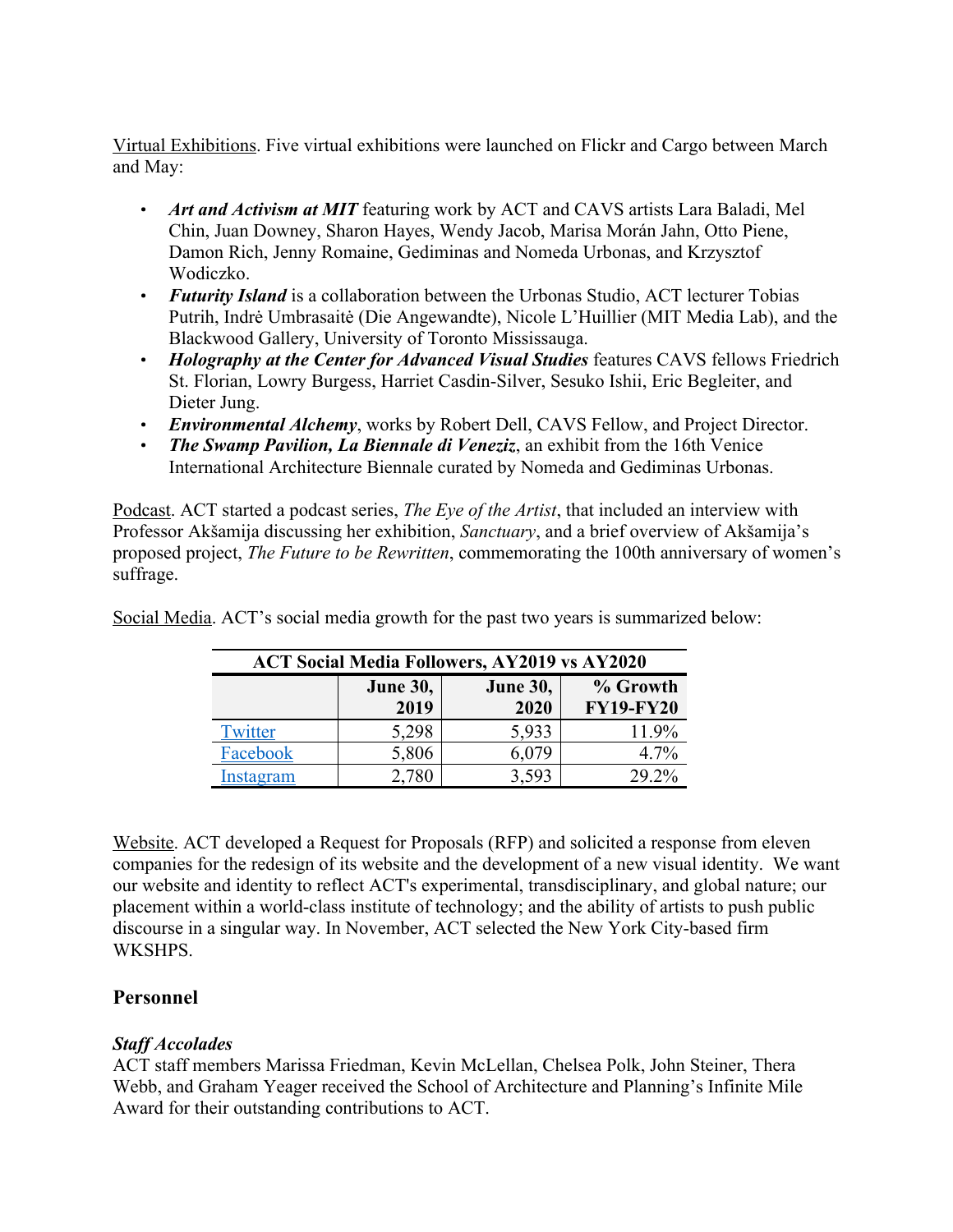Virtual Exhibitions. Five virtual exhibitions were launched on Flickr and Cargo between March and May:

- ***Art and Activism at MIT*** featuring work by ACT and CAVS artists Lara Baladi, Mel Chin, Juan Downey, Sharon Hayes, Wendy Jacob, Marisa Morán Jahn, Otto Piene, Damon Rich, Jenny Romaine, Gediminas and Nomeda Urbonas, and Krzysztof Wodiczko.
- ***Futurity Island*** is a collaboration between the Urbonas Studio, ACT lecturer Tobias Putrih, Indrė Umbrasaitė (Die Angewandte), Nicole L'Huillier (MIT Media Lab), and the Blackwood Gallery, University of Toronto Mississauga.
- ***Holography at the Center for Advanced Visual Studies*** features CAVS fellows Friedrich St. Florian, Lowry Burgess, Harriet Casdin-Silver, Sesuko Ishii, Eric Begleiter, and Dieter Jung.
- ***Environmental Alchemy***, works by Robert Dell, CAVS Fellow, and Project Director.
- ***The Swamp Pavilion, La Biennale di Veneziz***, an exhibit from the 16th Venice International Architecture Biennale curated by Nomeda and Gediminas Urbonas.

Podcast. ACT started a podcast series, *The Eye of the Artist*, that included an interview with Professor Akšamija discussing her exhibition, *Sanctuary*, and a brief overview of Akšamija's proposed project, *The Future to be Rewritten*, commemorating the 100th anniversary of women's suffrage.

Social Media. ACT's social media growth for the past two years is summarized below:

**ACT Social Media Followers, AY2019 vs AY2020**

| | June 30, 2019 | June 30, 2020 | % Growth FY19-FY20 |
|---|---|---|---|
| Twitter | 5,298 | 5,933 | 11.9% |
| Facebook | 5,806 | 6,079 | 4.7% |
| Instagram | 2,780 | 3,593 | 29.2% |

Website. ACT developed a Request for Proposals (RFP) and solicited a response from eleven companies for the redesign of its website and the development of a new visual identity. We want our website and identity to reflect ACT's experimental, transdisciplinary, and global nature; our placement within a world-class institute of technology; and the ability of artists to push public discourse in a singular way. In November, ACT selected the New York City-based firm WKSHPS.

## Personnel

### *Staff Accolades*

ACT staff members Marissa Friedman, Kevin McLellan, Chelsea Polk, John Steiner, Thera Webb, and Graham Yeager received the School of Architecture and Planning's Infinite Mile Award for their outstanding contributions to ACT.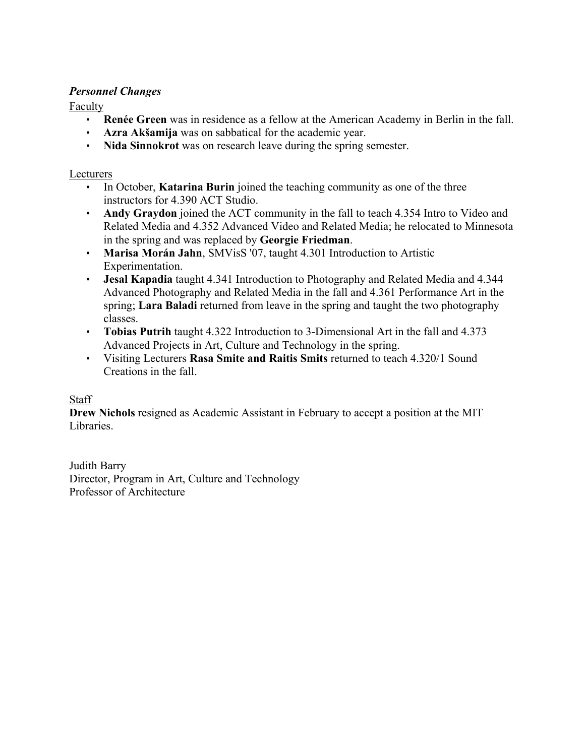***Personnel Changes***

Faculty

- **Renée Green** was in residence as a fellow at the American Academy in Berlin in the fall.
- **Azra Akšamija** was on sabbatical for the academic year.
- **Nida Sinnokrot** was on research leave during the spring semester.

Lecturers

- In October, **Katarina Burin** joined the teaching community as one of the three instructors for 4.390 ACT Studio.
- **Andy Graydon** joined the ACT community in the fall to teach 4.354 Intro to Video and Related Media and 4.352 Advanced Video and Related Media; he relocated to Minnesota in the spring and was replaced by **Georgie Friedman**.
- **Marisa Morán Jahn**, SMVisS '07, taught 4.301 Introduction to Artistic Experimentation.
- **Jesal Kapadia** taught 4.341 Introduction to Photography and Related Media and 4.344 Advanced Photography and Related Media in the fall and 4.361 Performance Art in the spring; **Lara Baladi** returned from leave in the spring and taught the two photography classes.
- **Tobias Putrih** taught 4.322 Introduction to 3-Dimensional Art in the fall and 4.373 Advanced Projects in Art, Culture and Technology in the spring.
- Visiting Lecturers **Rasa Smite and Raitis Smits** returned to teach 4.320/1 Sound Creations in the fall.

Staff

**Drew Nichols** resigned as Academic Assistant in February to accept a position at the MIT Libraries.

Judith Barry
Director, Program in Art, Culture and Technology
Professor of Architecture